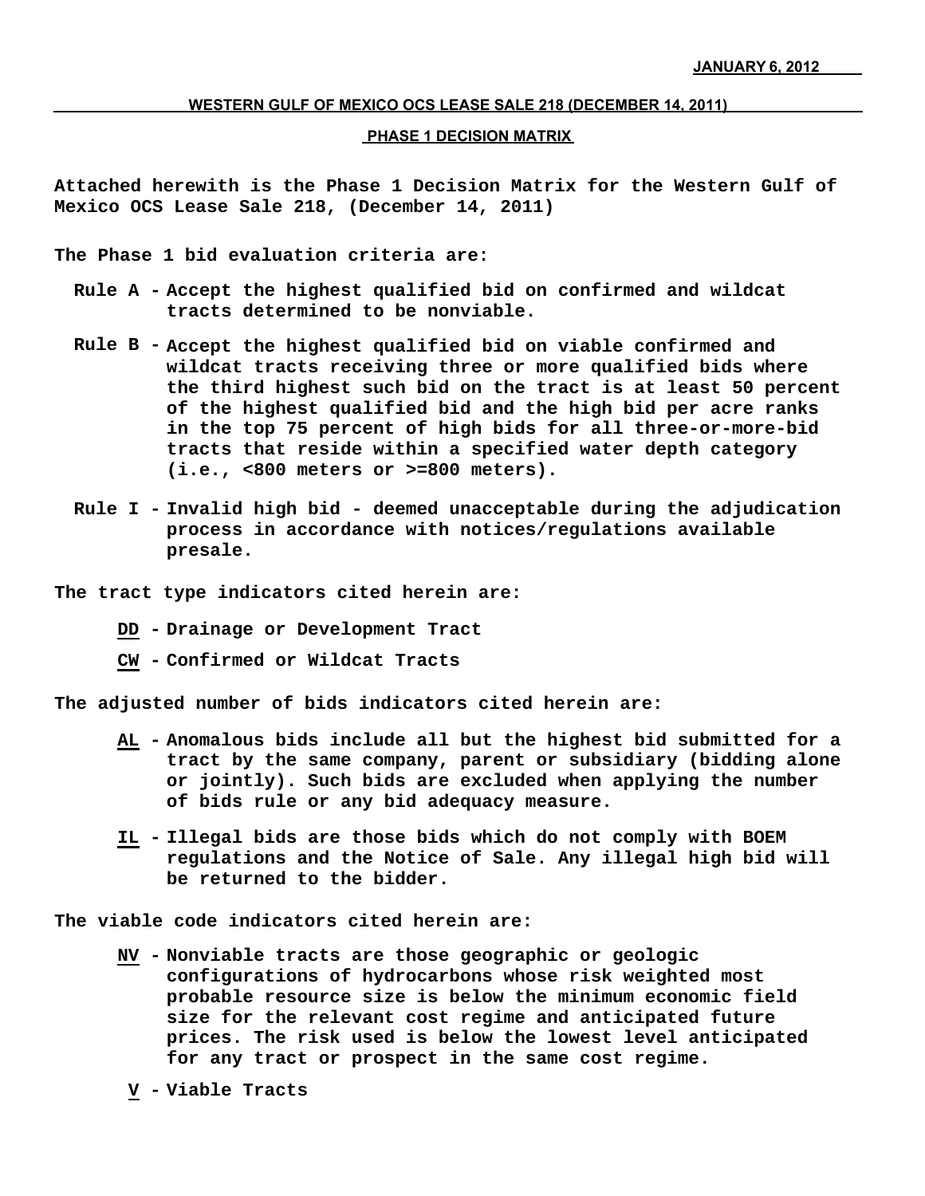JANUARY 6, 2012

## WESTERN GULF OF MEXICO OCS LEASE SALE 218 (DECEMBER 14, 2011)

### PHASE 1 DECISION MATRIX

**Attached herewith is the Phase 1 Decision Matrix for the Western Gulf of Mexico OCS Lease Sale 218, (December 14, 2011)**

**The Phase 1 bid evaluation criteria are:**

- **Rule A -** **Accept the highest qualified bid on confirmed and wildcat tracts determined to be nonviable.**
- **Rule B -** **Accept the highest qualified bid on viable confirmed and wildcat tracts receiving three or more qualified bids where the third highest such bid on the tract is at least 50 percent of the highest qualified bid and the high bid per acre ranks in the top 75 percent of high bids for all three-or-more-bid tracts that reside within a specified water depth category (i.e., <800 meters or >=800 meters).**
- **Rule I -** **Invalid high bid - deemed unacceptable during the adjudication process in accordance with notices/regulations available presale.**

**The tract type indicators cited herein are:**

- **DD - Drainage or Development Tract**
- **CW - Confirmed or Wildcat Tracts**

**The adjusted number of bids indicators cited herein are:**

- **AL - Anomalous bids include all but the highest bid submitted for a tract by the same company, parent or subsidiary (bidding alone or jointly). Such bids are excluded when applying the number of bids rule or any bid adequacy measure.**
- **IL - Illegal bids are those bids which do not comply with BOEM regulations and the Notice of Sale. Any illegal high bid will be returned to the bidder.**

**The viable code indicators cited herein are:**

- **NV - Nonviable tracts are those geographic or geologic configurations of hydrocarbons whose risk weighted most probable resource size is below the minimum economic field size for the relevant cost regime and anticipated future prices. The risk used is below the lowest level anticipated for any tract or prospect in the same cost regime.**
- **V - Viable Tracts**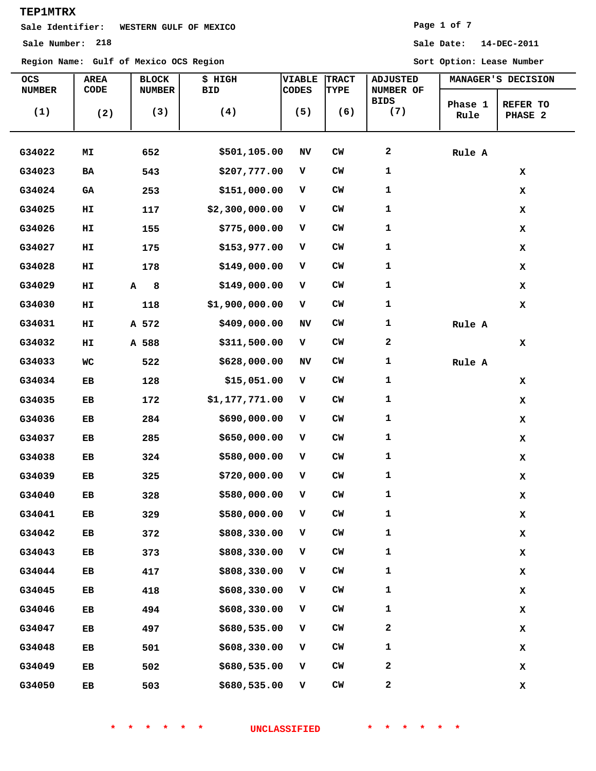**TEP1MTRX**

Sale Identifier: WESTERN GULF OF MEXICO

Sale Number: 218

Sale Date: 14-DEC-2011

Region Name: Gulf of Mexico OCS Region

Sort Option: Lease Number

| OCS NUMBER (1) | AREA CODE (2) | BLOCK NUMBER (3) | $ HIGH BID (4) | VIABLE CODES (5) | TRACT TYPE (6) | ADJUSTED NUMBER OF BIDS (7) | MANAGER'S DECISION | |
|---|---|---|---|---|---|---|---|---|
| | | | | | | | Phase 1 Rule | REFER TO PHASE 2 |
| G34022 | MI | 652 | $501,105.00 | NV | CW | 2 | Rule A | |
| G34023 | BA | 543 | $207,777.00 | V | CW | 1 | | X |
| G34024 | GA | 253 | $151,000.00 | V | CW | 1 | | X |
| G34025 | HI | 117 | $2,300,000.00 | V | CW | 1 | | X |
| G34026 | HI | 155 | $775,000.00 | V | CW | 1 | | X |
| G34027 | HI | 175 | $153,977.00 | V | CW | 1 | | X |
| G34028 | HI | 178 | $149,000.00 | V | CW | 1 | | X |
| G34029 | HI | A 8 | $149,000.00 | V | CW | 1 | | X |
| G34030 | HI | 118 | $1,900,000.00 | V | CW | 1 | | X |
| G34031 | HI | A 572 | $409,000.00 | NV | CW | 1 | Rule A | |
| G34032 | HI | A 588 | $311,500.00 | V | CW | 2 | | X |
| G34033 | WC | 522 | $628,000.00 | NV | CW | 1 | Rule A | |
| G34034 | EB | 128 | $15,051.00 | V | CW | 1 | | X |
| G34035 | EB | 172 | $1,177,771.00 | V | CW | 1 | | X |
| G34036 | EB | 284 | $690,000.00 | V | CW | 1 | | X |
| G34037 | EB | 285 | $650,000.00 | V | CW | 1 | | X |
| G34038 | EB | 324 | $580,000.00 | V | CW | 1 | | X |
| G34039 | EB | 325 | $720,000.00 | V | CW | 1 | | X |
| G34040 | EB | 328 | $580,000.00 | V | CW | 1 | | X |
| G34041 | EB | 329 | $580,000.00 | V | CW | 1 | | X |
| G34042 | EB | 372 | $808,330.00 | V | CW | 1 | | X |
| G34043 | EB | 373 | $808,330.00 | V | CW | 1 | | X |
| G34044 | EB | 417 | $808,330.00 | V | CW | 1 | | X |
| G34045 | EB | 418 | $608,330.00 | V | CW | 1 | | X |
| G34046 | EB | 494 | $608,330.00 | V | CW | 1 | | X |
| G34047 | EB | 497 | $680,535.00 | V | CW | 2 | | X |
| G34048 | EB | 501 | $608,330.00 | V | CW | 1 | | X |
| G34049 | EB | 502 | $680,535.00 | V | CW | 2 | | X |
| G34050 | EB | 503 | $680,535.00 | V | CW | 2 | | X |

* * * * * * UNCLASSIFIED * * * * * *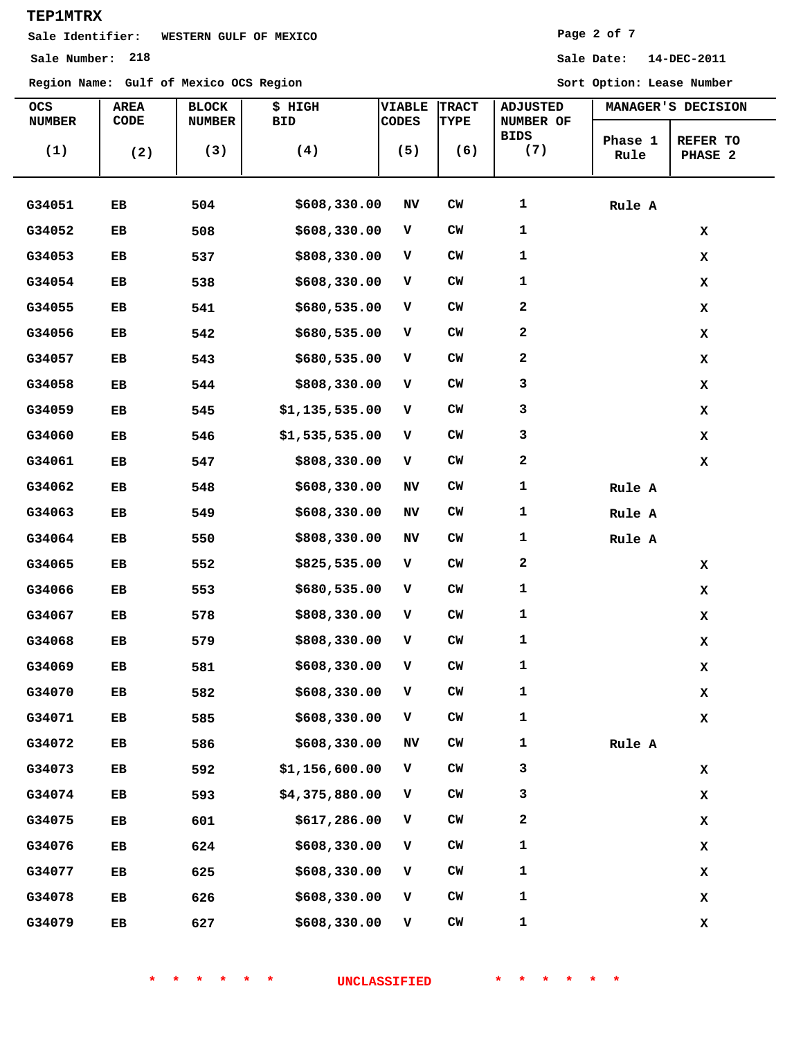TEP1MTRX

Sale Identifier: WESTERN GULF OF MEXICO

Sale Number: 218

Sale Date: 14-DEC-2011

Region Name: Gulf of Mexico OCS Region

Sort Option: Lease Number

| OCS NUMBER (1) | AREA CODE (2) | BLOCK NUMBER (3) | $ HIGH BID (4) | VIABLE CODES (5) | TRACT TYPE (6) | ADJUSTED NUMBER OF BIDS (7) | MANAGER'S DECISION | |
|---|---|---|---|---|---|---|---|---|
| | | | | | | | Phase 1 Rule | REFER TO PHASE 2 |
| G34051 | EB | 504 | $608,330.00 | NV | CW | 1 | Rule A | |
| G34052 | EB | 508 | $608,330.00 | V | CW | 1 | | X |
| G34053 | EB | 537 | $808,330.00 | V | CW | 1 | | X |
| G34054 | EB | 538 | $608,330.00 | V | CW | 1 | | X |
| G34055 | EB | 541 | $680,535.00 | V | CW | 2 | | X |
| G34056 | EB | 542 | $680,535.00 | V | CW | 2 | | X |
| G34057 | EB | 543 | $680,535.00 | V | CW | 2 | | X |
| G34058 | EB | 544 | $808,330.00 | V | CW | 3 | | X |
| G34059 | EB | 545 | $1,135,535.00 | V | CW | 3 | | X |
| G34060 | EB | 546 | $1,535,535.00 | V | CW | 3 | | X |
| G34061 | EB | 547 | $808,330.00 | V | CW | 2 | | X |
| G34062 | EB | 548 | $608,330.00 | NV | CW | 1 | Rule A | |
| G34063 | EB | 549 | $608,330.00 | NV | CW | 1 | Rule A | |
| G34064 | EB | 550 | $808,330.00 | NV | CW | 1 | Rule A | |
| G34065 | EB | 552 | $825,535.00 | V | CW | 2 | | X |
| G34066 | EB | 553 | $680,535.00 | V | CW | 1 | | X |
| G34067 | EB | 578 | $808,330.00 | V | CW | 1 | | X |
| G34068 | EB | 579 | $808,330.00 | V | CW | 1 | | X |
| G34069 | EB | 581 | $608,330.00 | V | CW | 1 | | X |
| G34070 | EB | 582 | $608,330.00 | V | CW | 1 | | X |
| G34071 | EB | 585 | $608,330.00 | V | CW | 1 | | X |
| G34072 | EB | 586 | $608,330.00 | NV | CW | 1 | Rule A | |
| G34073 | EB | 592 | $1,156,600.00 | V | CW | 3 | | X |
| G34074 | EB | 593 | $4,375,880.00 | V | CW | 3 | | X |
| G34075 | EB | 601 | $617,286.00 | V | CW | 2 | | X |
| G34076 | EB | 624 | $608,330.00 | V | CW | 1 | | X |
| G34077 | EB | 625 | $608,330.00 | V | CW | 1 | | X |
| G34078 | EB | 626 | $608,330.00 | V | CW | 1 | | X |
| G34079 | EB | 627 | $608,330.00 | V | CW | 1 | | X |

* * * * * * UNCLASSIFIED * * * * * *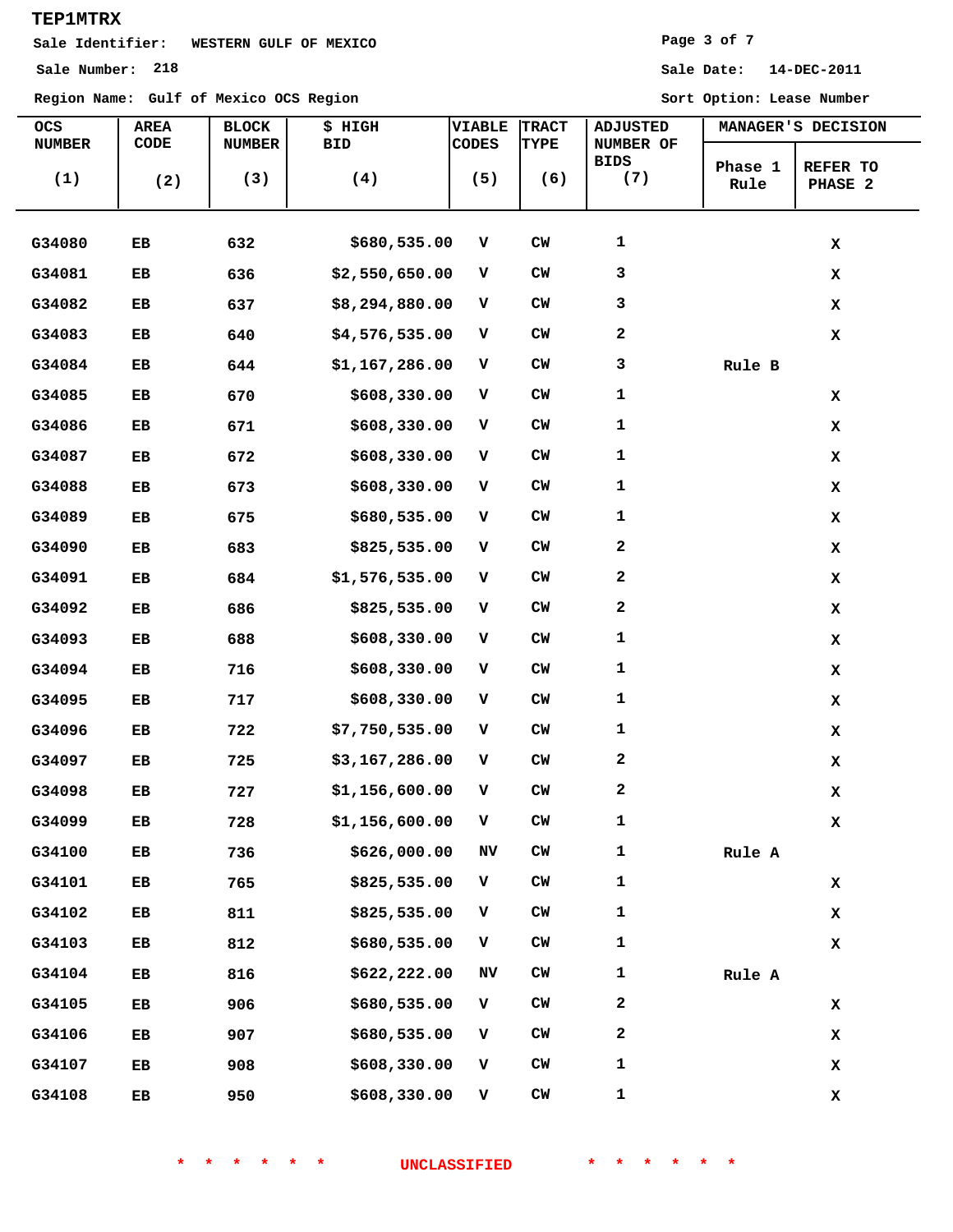TEP1MTRX

Sale Identifier: WESTERN GULF OF MEXICO

Sale Number: 218

Sale Date: 14-DEC-2011

Region Name: Gulf of Mexico OCS Region

Sort Option: Lease Number

| OCS NUMBER (1) | AREA CODE (2) | BLOCK NUMBER (3) | $ HIGH BID (4) | VIABLE CODES (5) | TRACT TYPE (6) | ADJUSTED NUMBER OF BIDS (7) | MANAGER'S DECISION | |
|---|---|---|---|---|---|---|---|---|
| | | | | | | | Phase 1 Rule | REFER TO PHASE 2 |
| G34080 | EB | 632 | $680,535.00 | V | CW | 1 | | X |
| G34081 | EB | 636 | $2,550,650.00 | V | CW | 3 | | X |
| G34082 | EB | 637 | $8,294,880.00 | V | CW | 3 | | X |
| G34083 | EB | 640 | $4,576,535.00 | V | CW | 2 | | X |
| G34084 | EB | 644 | $1,167,286.00 | V | CW | 3 | Rule B | |
| G34085 | EB | 670 | $608,330.00 | V | CW | 1 | | X |
| G34086 | EB | 671 | $608,330.00 | V | CW | 1 | | X |
| G34087 | EB | 672 | $608,330.00 | V | CW | 1 | | X |
| G34088 | EB | 673 | $608,330.00 | V | CW | 1 | | X |
| G34089 | EB | 675 | $680,535.00 | V | CW | 1 | | X |
| G34090 | EB | 683 | $825,535.00 | V | CW | 2 | | X |
| G34091 | EB | 684 | $1,576,535.00 | V | CW | 2 | | X |
| G34092 | EB | 686 | $825,535.00 | V | CW | 2 | | X |
| G34093 | EB | 688 | $608,330.00 | V | CW | 1 | | X |
| G34094 | EB | 716 | $608,330.00 | V | CW | 1 | | X |
| G34095 | EB | 717 | $608,330.00 | V | CW | 1 | | X |
| G34096 | EB | 722 | $7,750,535.00 | V | CW | 1 | | X |
| G34097 | EB | 725 | $3,167,286.00 | V | CW | 2 | | X |
| G34098 | EB | 727 | $1,156,600.00 | V | CW | 2 | | X |
| G34099 | EB | 728 | $1,156,600.00 | V | CW | 1 | | X |
| G34100 | EB | 736 | $626,000.00 | NV | CW | 1 | Rule A | |
| G34101 | EB | 765 | $825,535.00 | V | CW | 1 | | X |
| G34102 | EB | 811 | $825,535.00 | V | CW | 1 | | X |
| G34103 | EB | 812 | $680,535.00 | V | CW | 1 | | X |
| G34104 | EB | 816 | $622,222.00 | NV | CW | 1 | Rule A | |
| G34105 | EB | 906 | $680,535.00 | V | CW | 2 | | X |
| G34106 | EB | 907 | $680,535.00 | V | CW | 2 | | X |
| G34107 | EB | 908 | $608,330.00 | V | CW | 1 | | X |
| G34108 | EB | 950 | $608,330.00 | V | CW | 1 | | X |

* * * * * * UNCLASSIFIED * * * * * *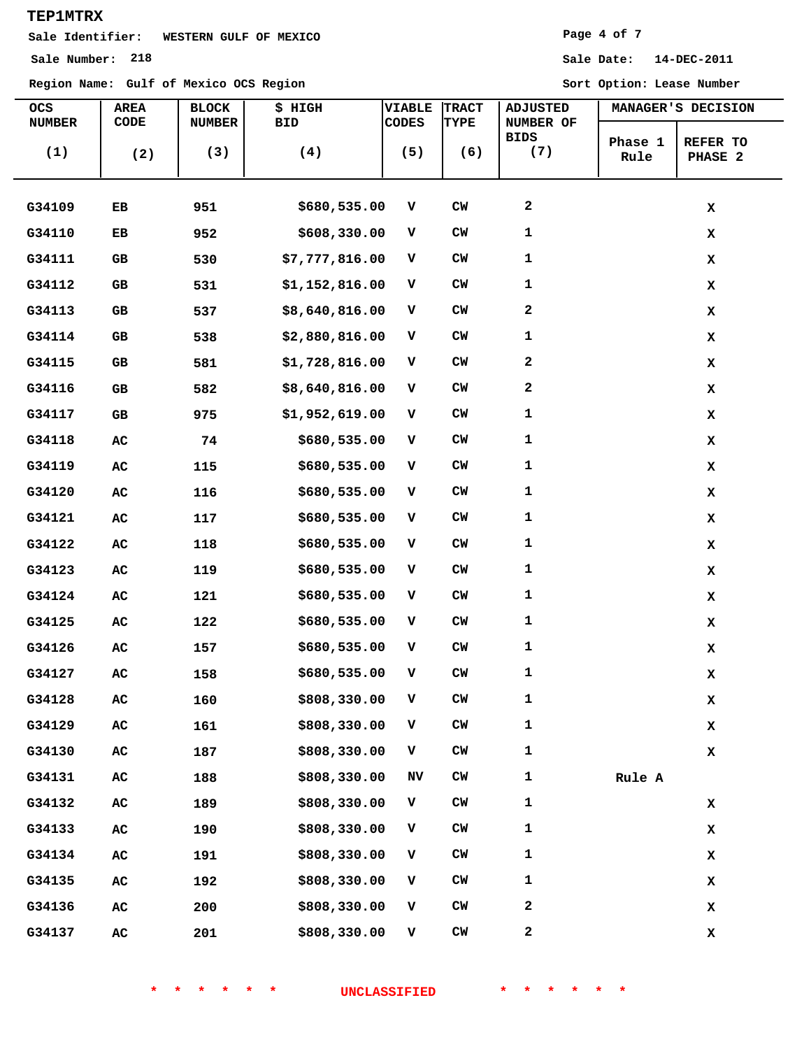TEP1MTRX

Sale Identifier: WESTERN GULF OF MEXICO

Sale Number: 218

Sale Date: 14-DEC-2011

Region Name: Gulf of Mexico OCS Region

Sort Option: Lease Number

| OCS NUMBER (1) | AREA CODE (2) | BLOCK NUMBER (3) | $ HIGH BID (4) | VIABLE CODES (5) | TRACT TYPE (6) | ADJUSTED NUMBER OF BIDS (7) | MANAGER'S DECISION | |
|---|---|---|---|---|---|---|---|---|
| | | | | | | | Phase 1 Rule | REFER TO PHASE 2 |
| G34109 | EB | 951 | $680,535.00 | V | CW | 2 | | X |
| G34110 | EB | 952 | $608,330.00 | V | CW | 1 | | X |
| G34111 | GB | 530 | $7,777,816.00 | V | CW | 1 | | X |
| G34112 | GB | 531 | $1,152,816.00 | V | CW | 1 | | X |
| G34113 | GB | 537 | $8,640,816.00 | V | CW | 2 | | X |
| G34114 | GB | 538 | $2,880,816.00 | V | CW | 1 | | X |
| G34115 | GB | 581 | $1,728,816.00 | V | CW | 2 | | X |
| G34116 | GB | 582 | $8,640,816.00 | V | CW | 2 | | X |
| G34117 | GB | 975 | $1,952,619.00 | V | CW | 1 | | X |
| G34118 | AC | 74 | $680,535.00 | V | CW | 1 | | X |
| G34119 | AC | 115 | $680,535.00 | V | CW | 1 | | X |
| G34120 | AC | 116 | $680,535.00 | V | CW | 1 | | X |
| G34121 | AC | 117 | $680,535.00 | V | CW | 1 | | X |
| G34122 | AC | 118 | $680,535.00 | V | CW | 1 | | X |
| G34123 | AC | 119 | $680,535.00 | V | CW | 1 | | X |
| G34124 | AC | 121 | $680,535.00 | V | CW | 1 | | X |
| G34125 | AC | 122 | $680,535.00 | V | CW | 1 | | X |
| G34126 | AC | 157 | $680,535.00 | V | CW | 1 | | X |
| G34127 | AC | 158 | $680,535.00 | V | CW | 1 | | X |
| G34128 | AC | 160 | $808,330.00 | V | CW | 1 | | X |
| G34129 | AC | 161 | $808,330.00 | V | CW | 1 | | X |
| G34130 | AC | 187 | $808,330.00 | V | CW | 1 | | X |
| G34131 | AC | 188 | $808,330.00 | NV | CW | 1 | Rule A | |
| G34132 | AC | 189 | $808,330.00 | V | CW | 1 | | X |
| G34133 | AC | 190 | $808,330.00 | V | CW | 1 | | X |
| G34134 | AC | 191 | $808,330.00 | V | CW | 1 | | X |
| G34135 | AC | 192 | $808,330.00 | V | CW | 1 | | X |
| G34136 | AC | 200 | $808,330.00 | V | CW | 2 | | X |
| G34137 | AC | 201 | $808,330.00 | V | CW | 2 | | X |

* * * * * * UNCLASSIFIED * * * * * *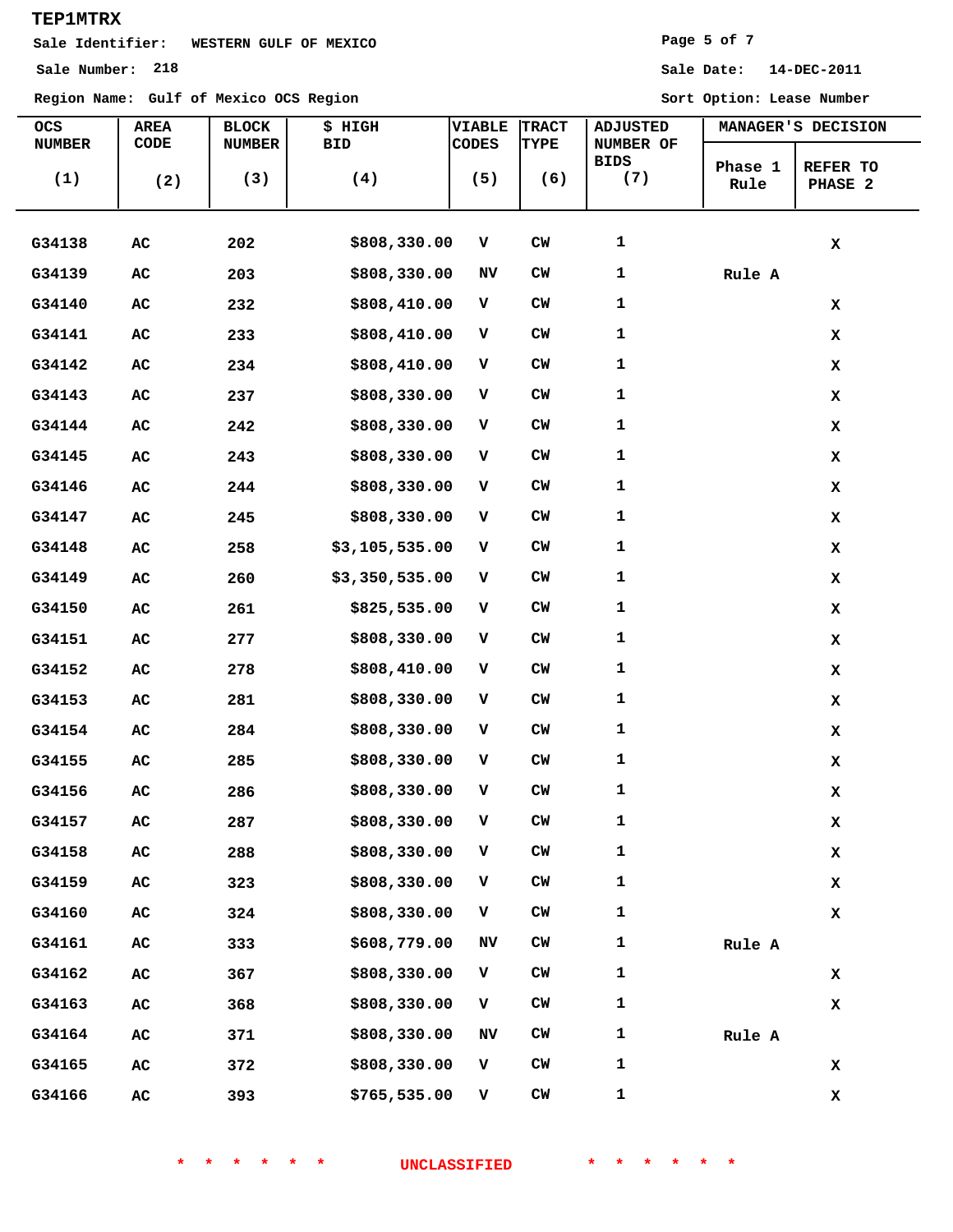TEP1MTRX

Sale Identifier: WESTERN GULF OF MEXICO

Sale Number: 218

Sale Date: 14-DEC-2011

Region Name: Gulf of Mexico OCS Region

Sort Option: Lease Number

| OCS NUMBER (1) | AREA CODE (2) | BLOCK NUMBER (3) | $ HIGH BID (4) | VIABLE CODES (5) | TRACT TYPE (6) | ADJUSTED NUMBER OF BIDS (7) | MANAGER'S DECISION | |
|---|---|---|---|---|---|---|---|---|
| | | | | | | | Phase 1 Rule | REFER TO PHASE 2 |
| G34138 | AC | 202 | $808,330.00 | V | CW | 1 | | X |
| G34139 | AC | 203 | $808,330.00 | NV | CW | 1 | Rule A | |
| G34140 | AC | 232 | $808,410.00 | V | CW | 1 | | X |
| G34141 | AC | 233 | $808,410.00 | V | CW | 1 | | X |
| G34142 | AC | 234 | $808,410.00 | V | CW | 1 | | X |
| G34143 | AC | 237 | $808,330.00 | V | CW | 1 | | X |
| G34144 | AC | 242 | $808,330.00 | V | CW | 1 | | X |
| G34145 | AC | 243 | $808,330.00 | V | CW | 1 | | X |
| G34146 | AC | 244 | $808,330.00 | V | CW | 1 | | X |
| G34147 | AC | 245 | $808,330.00 | V | CW | 1 | | X |
| G34148 | AC | 258 | $3,105,535.00 | V | CW | 1 | | X |
| G34149 | AC | 260 | $3,350,535.00 | V | CW | 1 | | X |
| G34150 | AC | 261 | $825,535.00 | V | CW | 1 | | X |
| G34151 | AC | 277 | $808,330.00 | V | CW | 1 | | X |
| G34152 | AC | 278 | $808,410.00 | V | CW | 1 | | X |
| G34153 | AC | 281 | $808,330.00 | V | CW | 1 | | X |
| G34154 | AC | 284 | $808,330.00 | V | CW | 1 | | X |
| G34155 | AC | 285 | $808,330.00 | V | CW | 1 | | X |
| G34156 | AC | 286 | $808,330.00 | V | CW | 1 | | X |
| G34157 | AC | 287 | $808,330.00 | V | CW | 1 | | X |
| G34158 | AC | 288 | $808,330.00 | V | CW | 1 | | X |
| G34159 | AC | 323 | $808,330.00 | V | CW | 1 | | X |
| G34160 | AC | 324 | $808,330.00 | V | CW | 1 | | X |
| G34161 | AC | 333 | $608,779.00 | NV | CW | 1 | Rule A | |
| G34162 | AC | 367 | $808,330.00 | V | CW | 1 | | X |
| G34163 | AC | 368 | $808,330.00 | V | CW | 1 | | X |
| G34164 | AC | 371 | $808,330.00 | NV | CW | 1 | Rule A | |
| G34165 | AC | 372 | $808,330.00 | V | CW | 1 | | X |
| G34166 | AC | 393 | $765,535.00 | V | CW | 1 | | X |

* * * * * * UNCLASSIFIED * * * * * *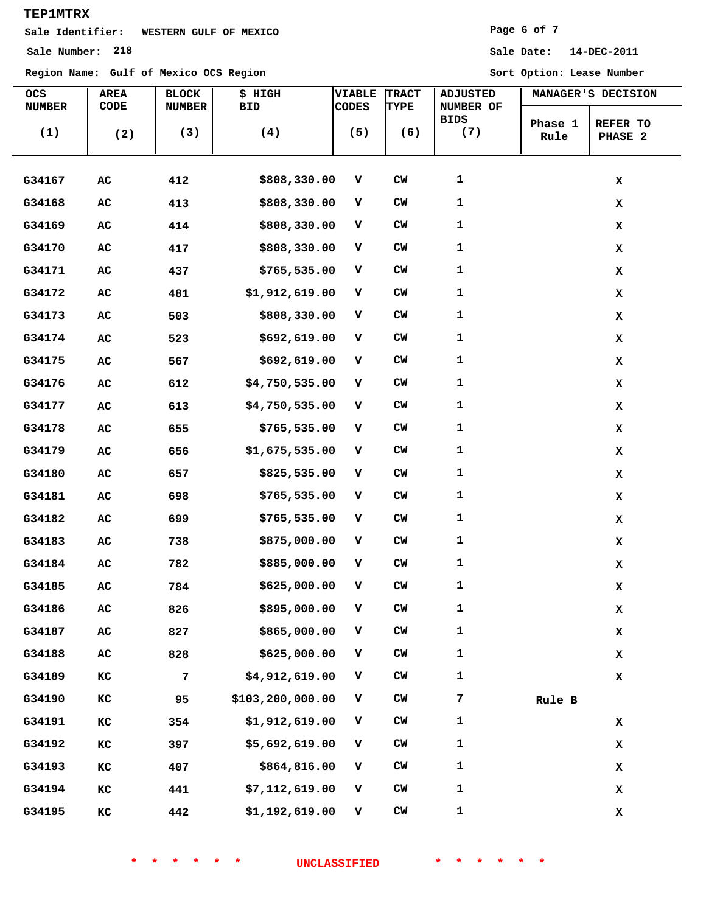TEP1MTRX

Sale Identifier: WESTERN GULF OF MEXICO

Sale Number: 218

Sale Date: 14-DEC-2011

Region Name: Gulf of Mexico OCS Region

Sort Option: Lease Number

| OCS NUMBER (1) | AREA CODE (2) | BLOCK NUMBER (3) | $ HIGH BID (4) | VIABLE CODES (5) | TRACT TYPE (6) | ADJUSTED NUMBER OF BIDS (7) | MANAGER'S DECISION | |
|---|---|---|---|---|---|---|---|---|
| | | | | | | | Phase 1 Rule | REFER TO PHASE 2 |
| G34167 | AC | 412 | $808,330.00 | V | CW | 1 | | X |
| G34168 | AC | 413 | $808,330.00 | V | CW | 1 | | X |
| G34169 | AC | 414 | $808,330.00 | V | CW | 1 | | X |
| G34170 | AC | 417 | $808,330.00 | V | CW | 1 | | X |
| G34171 | AC | 437 | $765,535.00 | V | CW | 1 | | X |
| G34172 | AC | 481 | $1,912,619.00 | V | CW | 1 | | X |
| G34173 | AC | 503 | $808,330.00 | V | CW | 1 | | X |
| G34174 | AC | 523 | $692,619.00 | V | CW | 1 | | X |
| G34175 | AC | 567 | $692,619.00 | V | CW | 1 | | X |
| G34176 | AC | 612 | $4,750,535.00 | V | CW | 1 | | X |
| G34177 | AC | 613 | $4,750,535.00 | V | CW | 1 | | X |
| G34178 | AC | 655 | $765,535.00 | V | CW | 1 | | X |
| G34179 | AC | 656 | $1,675,535.00 | V | CW | 1 | | X |
| G34180 | AC | 657 | $825,535.00 | V | CW | 1 | | X |
| G34181 | AC | 698 | $765,535.00 | V | CW | 1 | | X |
| G34182 | AC | 699 | $765,535.00 | V | CW | 1 | | X |
| G34183 | AC | 738 | $875,000.00 | V | CW | 1 | | X |
| G34184 | AC | 782 | $885,000.00 | V | CW | 1 | | X |
| G34185 | AC | 784 | $625,000.00 | V | CW | 1 | | X |
| G34186 | AC | 826 | $895,000.00 | V | CW | 1 | | X |
| G34187 | AC | 827 | $865,000.00 | V | CW | 1 | | X |
| G34188 | AC | 828 | $625,000.00 | V | CW | 1 | | X |
| G34189 | KC | 7 | $4,912,619.00 | V | CW | 1 | | X |
| G34190 | KC | 95 | $103,200,000.00 | V | CW | 7 | Rule B | |
| G34191 | KC | 354 | $1,912,619.00 | V | CW | 1 | | X |
| G34192 | KC | 397 | $5,692,619.00 | V | CW | 1 | | X |
| G34193 | KC | 407 | $864,816.00 | V | CW | 1 | | X |
| G34194 | KC | 441 | $7,112,619.00 | V | CW | 1 | | X |
| G34195 | KC | 442 | $1,192,619.00 | V | CW | 1 | | X |

* * * * * * UNCLASSIFIED * * * * * *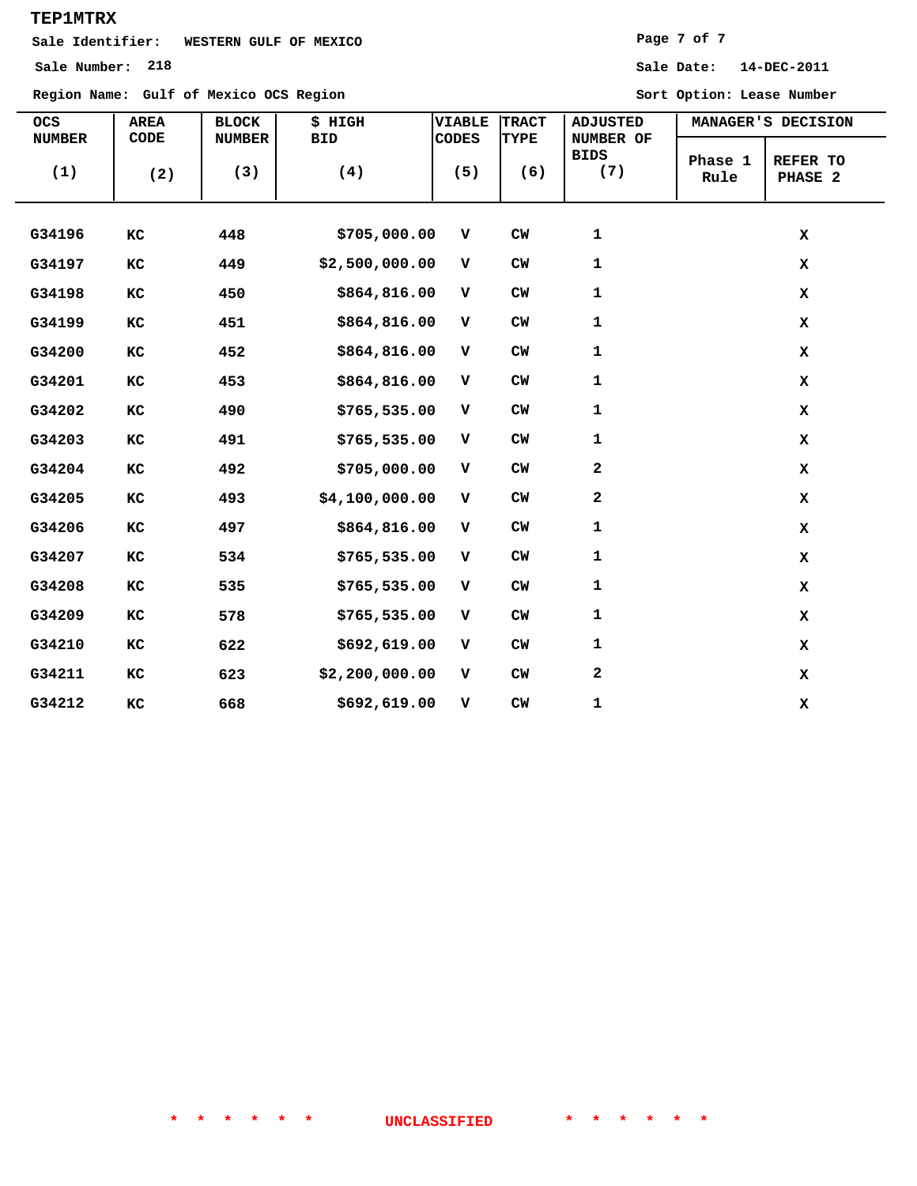TEP1MTRX

Sale Identifier: WESTERN GULF OF MEXICO

Sale Number: 218

Sale Date: 14-DEC-2011

Region Name: Gulf of Mexico OCS Region

Sort Option: Lease Number

| OCS NUMBER (1) | AREA CODE (2) | BLOCK NUMBER (3) | $ HIGH BID (4) | VIABLE CODES (5) | TRACT TYPE (6) | ADJUSTED NUMBER OF BIDS (7) | MANAGER'S DECISION | |
|---|---|---|---|---|---|---|---|---|
| | | | | | | | Phase 1 Rule | REFER TO PHASE 2 |
| G34196 | KC | 448 | $705,000.00 | V | CW | 1 | | X |
| G34197 | KC | 449 | $2,500,000.00 | V | CW | 1 | | X |
| G34198 | KC | 450 | $864,816.00 | V | CW | 1 | | X |
| G34199 | KC | 451 | $864,816.00 | V | CW | 1 | | X |
| G34200 | KC | 452 | $864,816.00 | V | CW | 1 | | X |
| G34201 | KC | 453 | $864,816.00 | V | CW | 1 | | X |
| G34202 | KC | 490 | $765,535.00 | V | CW | 1 | | X |
| G34203 | KC | 491 | $765,535.00 | V | CW | 1 | | X |
| G34204 | KC | 492 | $705,000.00 | V | CW | 2 | | X |
| G34205 | KC | 493 | $4,100,000.00 | V | CW | 2 | | X |
| G34206 | KC | 497 | $864,816.00 | V | CW | 1 | | X |
| G34207 | KC | 534 | $765,535.00 | V | CW | 1 | | X |
| G34208 | KC | 535 | $765,535.00 | V | CW | 1 | | X |
| G34209 | KC | 578 | $765,535.00 | V | CW | 1 | | X |
| G34210 | KC | 622 | $692,619.00 | V | CW | 1 | | X |
| G34211 | KC | 623 | $2,200,000.00 | V | CW | 2 | | X |
| G34212 | KC | 668 | $692,619.00 | V | CW | 1 | | X |

* * * * * * UNCLASSIFIED * * * * * *